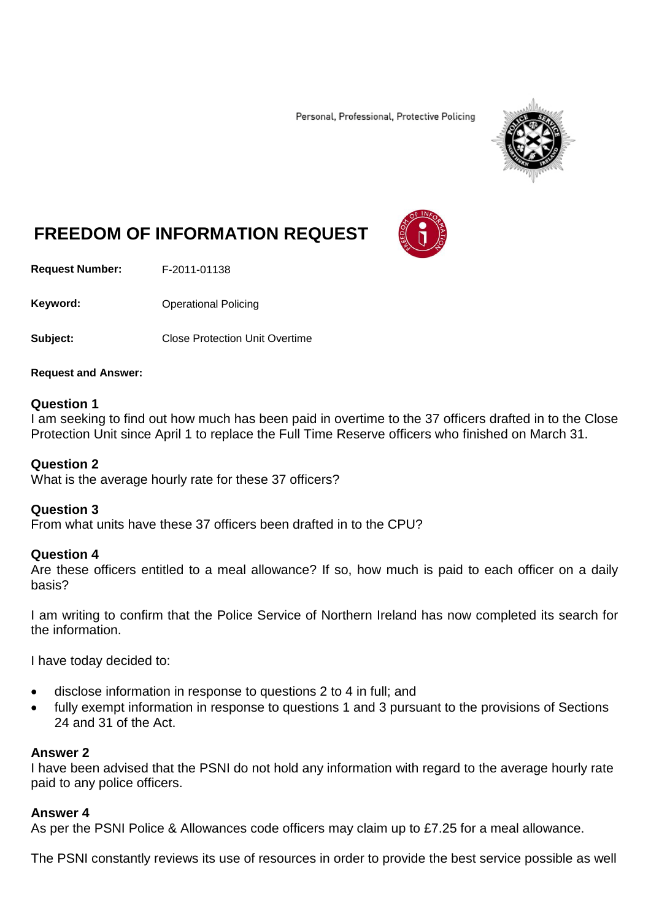Personal, Professional, Protective Policing

# FREEDOM OF INFORMATION REQUEST

**Request Number:** F-2011-01138

**Keyword:** Operational Policing

**Subject:** Close Protection Unit Overtime

**Request and Answer:**

### Question 1

I am seeking to find out how much has been paid in overtime to the 37 officers drafted in to the Close Protection Unit since April 1 to replace the Full Time Reserve officers who finished on March 31.

### Question 2

What is the average hourly rate for these 37 officers?

### Question 3

From what units have these 37 officers been drafted in to the CPU?

### Question 4

Are these officers entitled to a meal allowance? If so, how much is paid to each officer on a daily basis?

I am writing to confirm that the Police Service of Northern Ireland has now completed its search for the information.

I have today decided to:

- disclose information in response to questions 2 to 4 in full; and
- fully exempt information in response to questions 1 and 3 pursuant to the provisions of Sections 24 and 31 of the Act.

### Answer 2

I have been advised that the PSNI do not hold any information with regard to the average hourly rate paid to any police officers.

### Answer 4

As per the PSNI Police & Allowances code officers may claim up to £7.25 for a meal allowance.

The PSNI constantly reviews its use of resources in order to provide the best service possible as well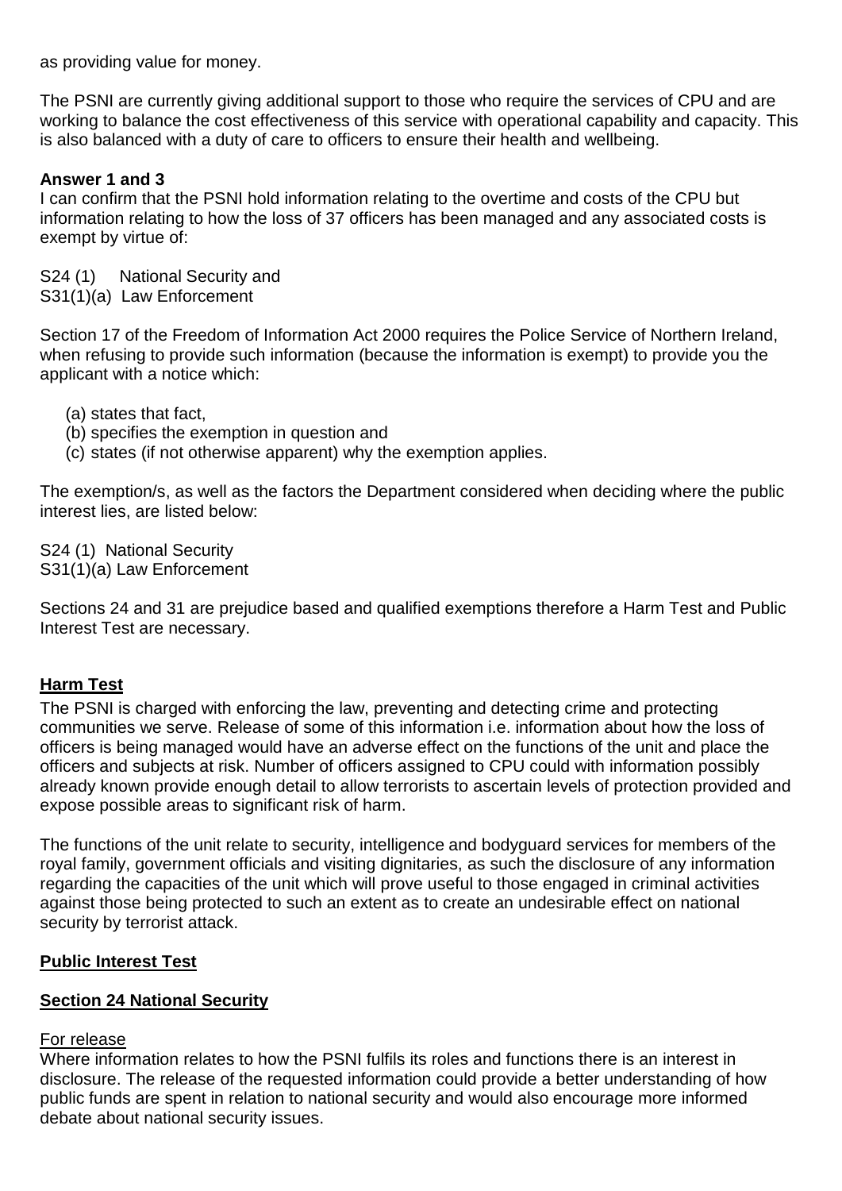as providing value for money.

The PSNI are currently giving additional support to those who require the services of CPU and are working to balance the cost effectiveness of this service with operational capability and capacity. This is also balanced with a duty of care to officers to ensure their health and wellbeing.

**Answer 1 and 3**

I can confirm that the PSNI hold information relating to the overtime and costs of the CPU but information relating to how the loss of 37 officers has been managed and any associated costs is exempt by virtue of:

S24 (1) National Security and
S31(1)(a) Law Enforcement

Section 17 of the Freedom of Information Act 2000 requires the Police Service of Northern Ireland, when refusing to provide such information (because the information is exempt) to provide you the applicant with a notice which:

(a) states that fact,
(b) specifies the exemption in question and
(c) states (if not otherwise apparent) why the exemption applies.

The exemption/s, as well as the factors the Department considered when deciding where the public interest lies, are listed below:

S24 (1) National Security
S31(1)(a) Law Enforcement

Sections 24 and 31 are prejudice based and qualified exemptions therefore a Harm Test and Public Interest Test are necessary.

**Harm Test**

The PSNI is charged with enforcing the law, preventing and detecting crime and protecting communities we serve. Release of some of this information i.e. information about how the loss of officers is being managed would have an adverse effect on the functions of the unit and place the officers and subjects at risk. Number of officers assigned to CPU could with information possibly already known provide enough detail to allow terrorists to ascertain levels of protection provided and expose possible areas to significant risk of harm.

The functions of the unit relate to security, intelligence and bodyguard services for members of the royal family, government officials and visiting dignitaries, as such the disclosure of any information regarding the capacities of the unit which will prove useful to those engaged in criminal activities against those being protected to such an extent as to create an undesirable effect on national security by terrorist attack.

**Public Interest Test**

**Section 24 National Security**

For release

Where information relates to how the PSNI fulfils its roles and functions there is an interest in disclosure. The release of the requested information could provide a better understanding of how public funds are spent in relation to national security and would also encourage more informed debate about national security issues.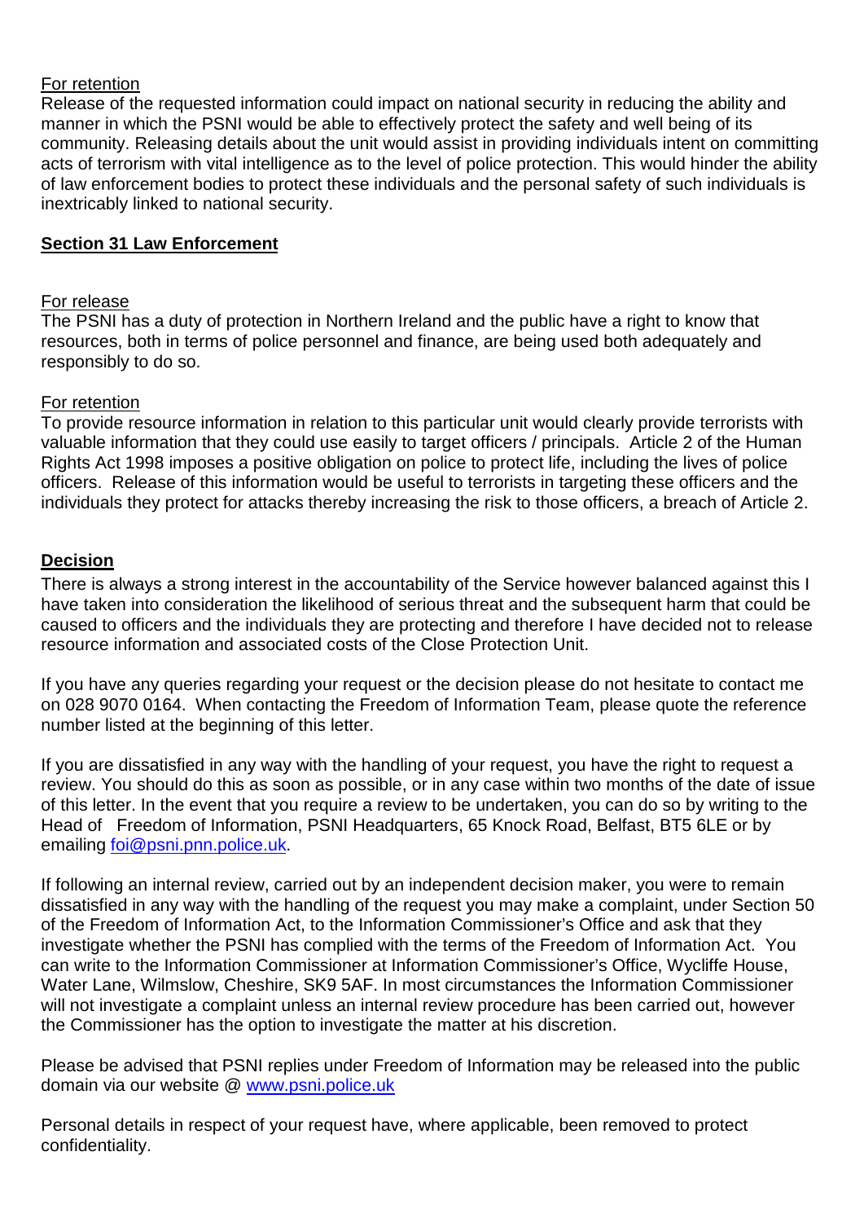For retention

Release of the requested information could impact on national security in reducing the ability and manner in which the PSNI would be able to effectively protect the safety and well being of its community. Releasing details about the unit would assist in providing individuals intent on committing acts of terrorism with vital intelligence as to the level of police protection. This would hinder the ability of law enforcement bodies to protect these individuals and the personal safety of such individuals is inextricably linked to national security.

**Section 31 Law Enforcement**

For release

The PSNI has a duty of protection in Northern Ireland and the public have a right to know that resources, both in terms of police personnel and finance, are being used both adequately and responsibly to do so.

For retention

To provide resource information in relation to this particular unit would clearly provide terrorists with valuable information that they could use easily to target officers / principals. Article 2 of the Human Rights Act 1998 imposes a positive obligation on police to protect life, including the lives of police officers. Release of this information would be useful to terrorists in targeting these officers and the individuals they protect for attacks thereby increasing the risk to those officers, a breach of Article 2.

**Decision**

There is always a strong interest in the accountability of the Service however balanced against this I have taken into consideration the likelihood of serious threat and the subsequent harm that could be caused to officers and the individuals they are protecting and therefore I have decided not to release resource information and associated costs of the Close Protection Unit.

If you have any queries regarding your request or the decision please do not hesitate to contact me on 028 9070 0164. When contacting the Freedom of Information Team, please quote the reference number listed at the beginning of this letter.

If you are dissatisfied in any way with the handling of your request, you have the right to request a review. You should do this as soon as possible, or in any case within two months of the date of issue of this letter. In the event that you require a review to be undertaken, you can do so by writing to the Head of Freedom of Information, PSNI Headquarters, 65 Knock Road, Belfast, BT5 6LE or by emailing foi@psni.pnn.police.uk.

If following an internal review, carried out by an independent decision maker, you were to remain dissatisfied in any way with the handling of the request you may make a complaint, under Section 50 of the Freedom of Information Act, to the Information Commissioner's Office and ask that they investigate whether the PSNI has complied with the terms of the Freedom of Information Act. You can write to the Information Commissioner at Information Commissioner's Office, Wycliffe House, Water Lane, Wilmslow, Cheshire, SK9 5AF. In most circumstances the Information Commissioner will not investigate a complaint unless an internal review procedure has been carried out, however the Commissioner has the option to investigate the matter at his discretion.

Please be advised that PSNI replies under Freedom of Information may be released into the public domain via our website @ www.psni.police.uk

Personal details in respect of your request have, where applicable, been removed to protect confidentiality.